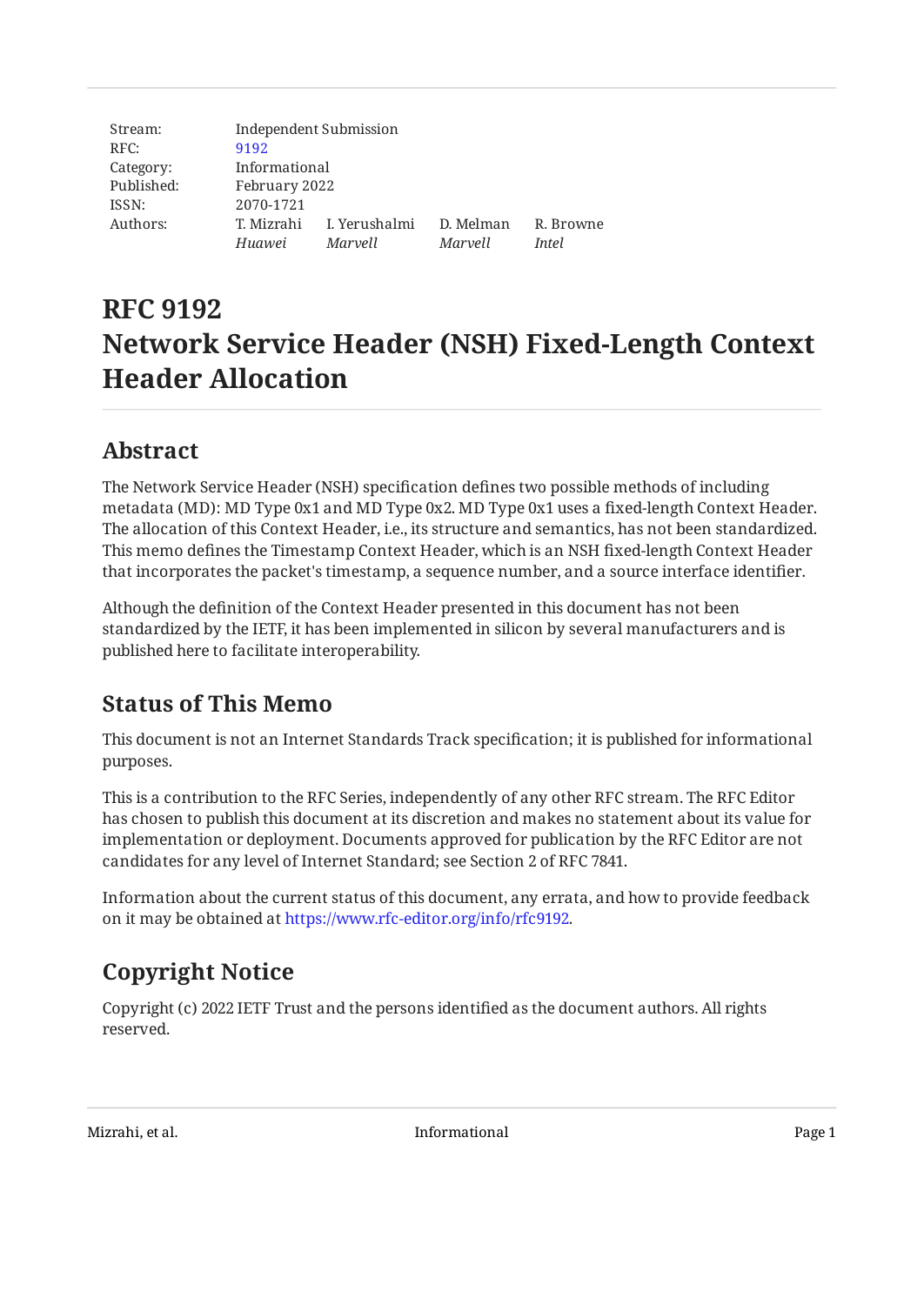| | |
|---|---|
| Stream: | Independent Submission |
| RFC: | 9192 |
| Category: | Informational |
| Published: | February 2022 |
| ISSN: | 2070-1721 |
| Authors: | T. Mizrahi *Huawei*, I. Yerushalmi *Marvell*, D. Melman *Marvell*, R. Browne *Intel* |

# RFC 9192 Network Service Header (NSH) Fixed-Length Context Header Allocation

## Abstract

The Network Service Header (NSH) specification defines two possible methods of including metadata (MD): MD Type 0x1 and MD Type 0x2. MD Type 0x1 uses a fixed-length Context Header. The allocation of this Context Header, i.e., its structure and semantics, has not been standardized. This memo defines the Timestamp Context Header, which is an NSH fixed-length Context Header that incorporates the packet's timestamp, a sequence number, and a source interface identifier.

Although the definition of the Context Header presented in this document has not been standardized by the IETF, it has been implemented in silicon by several manufacturers and is published here to facilitate interoperability.

## Status of This Memo

This document is not an Internet Standards Track specification; it is published for informational purposes.

This is a contribution to the RFC Series, independently of any other RFC stream. The RFC Editor has chosen to publish this document at its discretion and makes no statement about its value for implementation or deployment. Documents approved for publication by the RFC Editor are not candidates for any level of Internet Standard; see Section 2 of RFC 7841.

Information about the current status of this document, any errata, and how to provide feedback on it may be obtained at https://www.rfc-editor.org/info/rfc9192.

## Copyright Notice

Copyright (c) 2022 IETF Trust and the persons identified as the document authors. All rights reserved.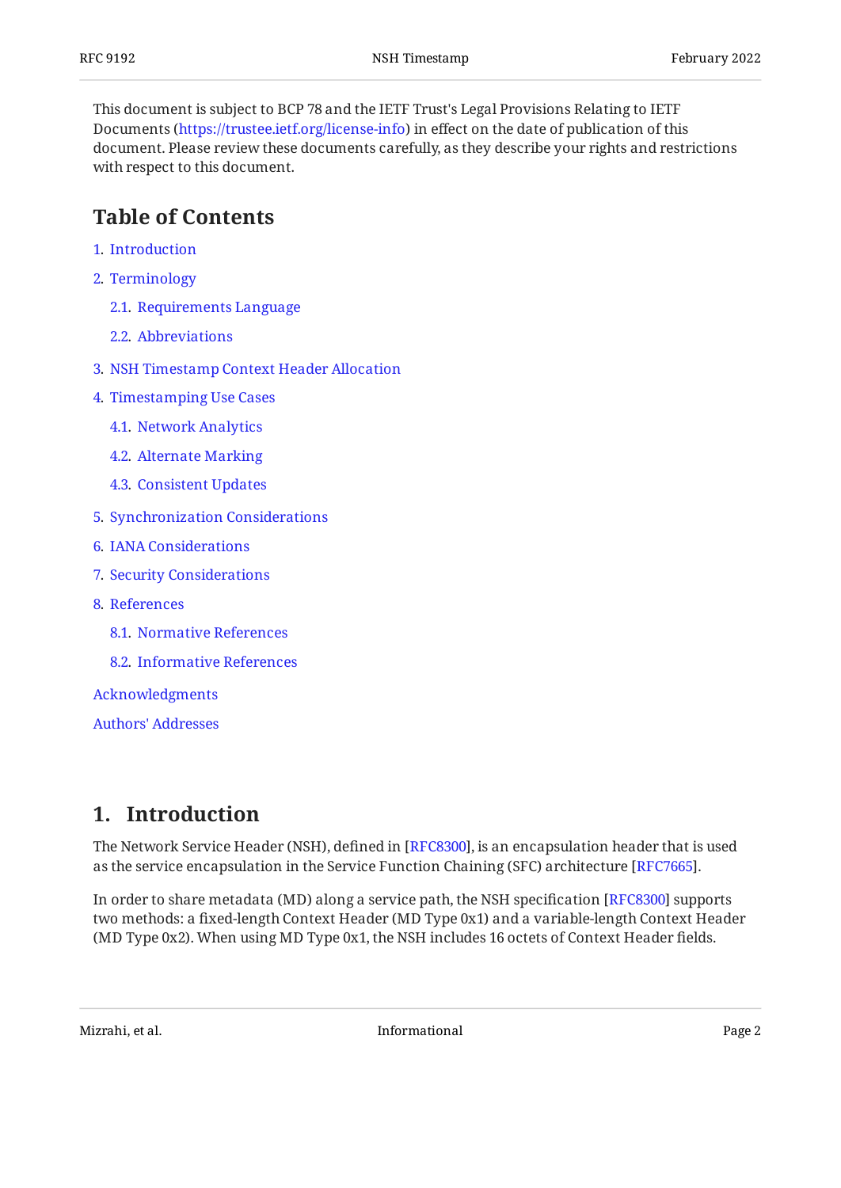This document is subject to BCP 78 and the IETF Trust's Legal Provisions Relating to IETF Documents (https://trustee.ietf.org/license-info) in effect on the date of publication of this document. Please review these documents carefully, as they describe your rights and restrictions with respect to this document.

## Table of Contents

1. Introduction
2. Terminology
    - 2.1. Requirements Language
    - 2.2. Abbreviations
3. NSH Timestamp Context Header Allocation
4. Timestamping Use Cases
    - 4.1. Network Analytics
    - 4.2. Alternate Marking
    - 4.3. Consistent Updates
5. Synchronization Considerations
6. IANA Considerations
7. Security Considerations
8. References
    - 8.1. Normative References
    - 8.2. Informative References

Acknowledgments

Authors' Addresses

## 1. Introduction

The Network Service Header (NSH), defined in [RFC8300], is an encapsulation header that is used as the service encapsulation in the Service Function Chaining (SFC) architecture [RFC7665].

In order to share metadata (MD) along a service path, the NSH specification [RFC8300] supports two methods: a fixed-length Context Header (MD Type 0x1) and a variable-length Context Header (MD Type 0x2). When using MD Type 0x1, the NSH includes 16 octets of Context Header fields.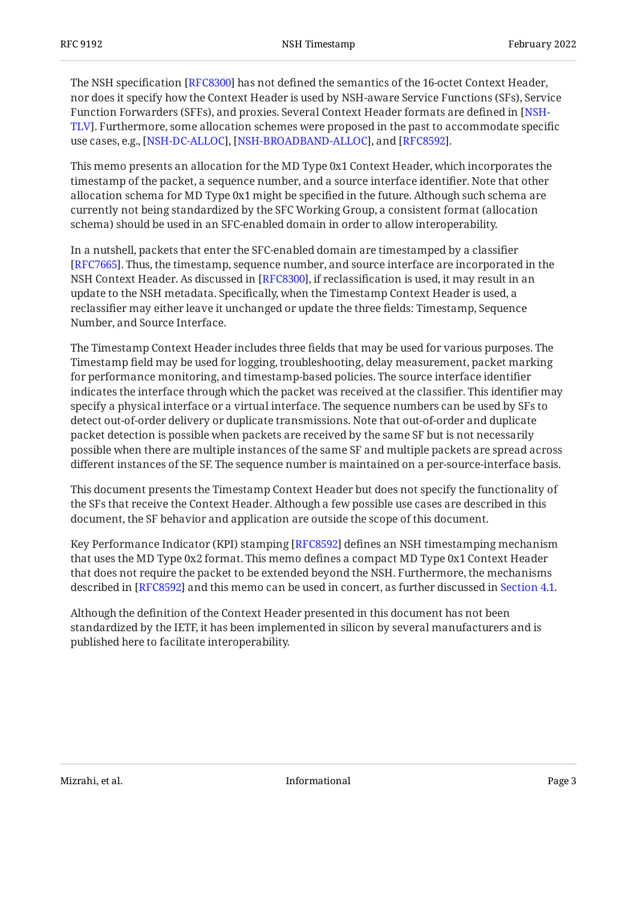The NSH specification [RFC8300] has not defined the semantics of the 16-octet Context Header, nor does it specify how the Context Header is used by NSH-aware Service Functions (SFs), Service Function Forwarders (SFFs), and proxies. Several Context Header formats are defined in [NSH-TLV]. Furthermore, some allocation schemes were proposed in the past to accommodate specific use cases, e.g., [NSH-DC-ALLOC], [NSH-BROADBAND-ALLOC], and [RFC8592].

This memo presents an allocation for the MD Type 0x1 Context Header, which incorporates the timestamp of the packet, a sequence number, and a source interface identifier. Note that other allocation schema for MD Type 0x1 might be specified in the future. Although such schema are currently not being standardized by the SFC Working Group, a consistent format (allocation schema) should be used in an SFC-enabled domain in order to allow interoperability.

In a nutshell, packets that enter the SFC-enabled domain are timestamped by a classifier [RFC7665]. Thus, the timestamp, sequence number, and source interface are incorporated in the NSH Context Header. As discussed in [RFC8300], if reclassification is used, it may result in an update to the NSH metadata. Specifically, when the Timestamp Context Header is used, a reclassifier may either leave it unchanged or update the three fields: Timestamp, Sequence Number, and Source Interface.

The Timestamp Context Header includes three fields that may be used for various purposes. The Timestamp field may be used for logging, troubleshooting, delay measurement, packet marking for performance monitoring, and timestamp-based policies. The source interface identifier indicates the interface through which the packet was received at the classifier. This identifier may specify a physical interface or a virtual interface. The sequence numbers can be used by SFs to detect out-of-order delivery or duplicate transmissions. Note that out-of-order and duplicate packet detection is possible when packets are received by the same SF but is not necessarily possible when there are multiple instances of the same SF and multiple packets are spread across different instances of the SF. The sequence number is maintained on a per-source-interface basis.

This document presents the Timestamp Context Header but does not specify the functionality of the SFs that receive the Context Header. Although a few possible use cases are described in this document, the SF behavior and application are outside the scope of this document.

Key Performance Indicator (KPI) stamping [RFC8592] defines an NSH timestamping mechanism that uses the MD Type 0x2 format. This memo defines a compact MD Type 0x1 Context Header that does not require the packet to be extended beyond the NSH. Furthermore, the mechanisms described in [RFC8592] and this memo can be used in concert, as further discussed in Section 4.1.

Although the definition of the Context Header presented in this document has not been standardized by the IETF, it has been implemented in silicon by several manufacturers and is published here to facilitate interoperability.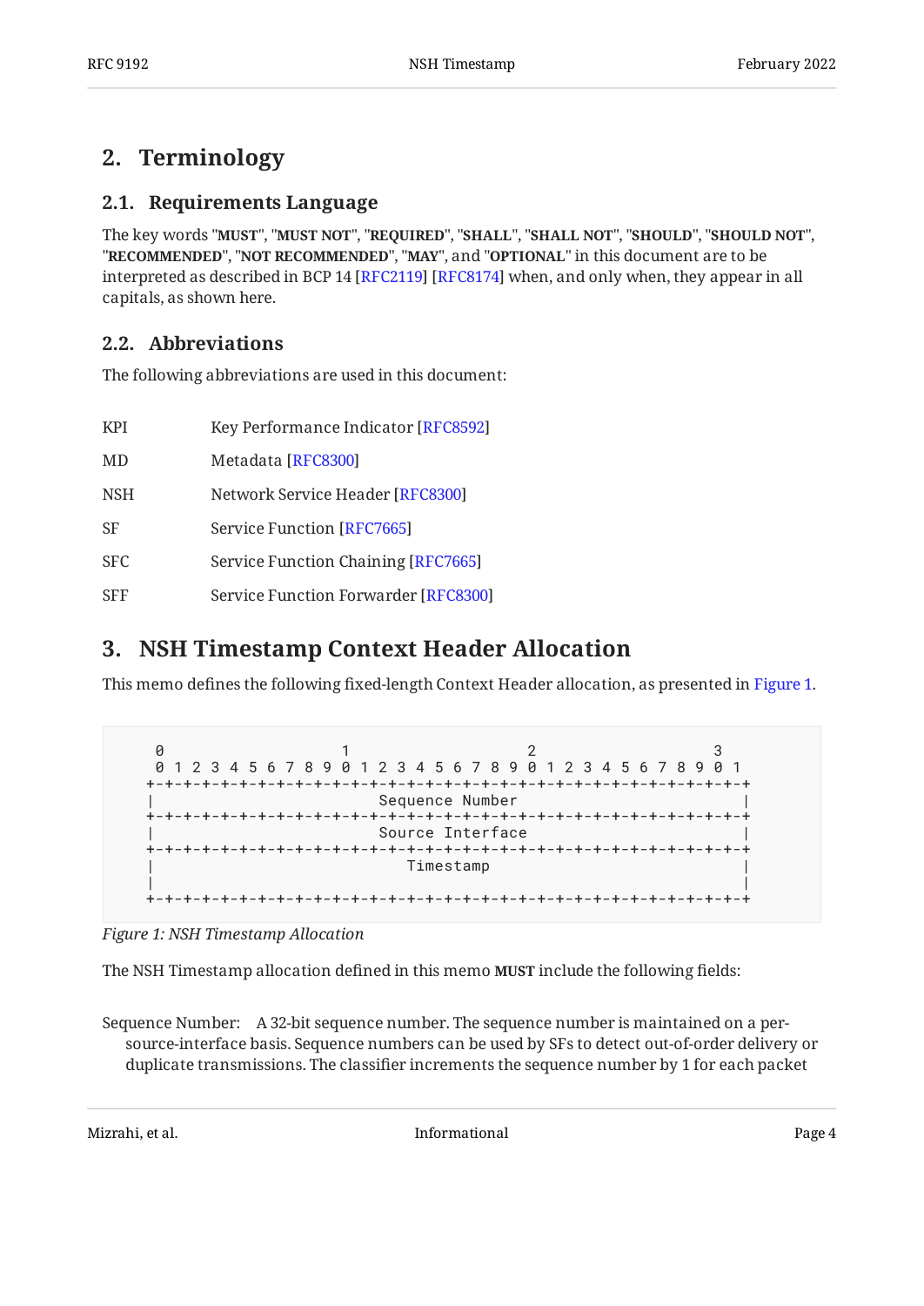# 2. Terminology

## 2.1. Requirements Language

The key words "**MUST**", "**MUST NOT**", "**REQUIRED**", "**SHALL**", "**SHALL NOT**", "**SHOULD**", "**SHOULD NOT**", "**RECOMMENDED**", "**NOT RECOMMENDED**", "**MAY**", and "**OPTIONAL**" in this document are to be interpreted as described in BCP 14 [RFC2119] [RFC8174] when, and only when, they appear in all capitals, as shown here.

## 2.2. Abbreviations

The following abbreviations are used in this document:

KPI Key Performance Indicator [RFC8592]

MD Metadata [RFC8300]

NSH Network Service Header [RFC8300]

SF Service Function [RFC7665]

SFC Service Function Chaining [RFC7665]

SFF Service Function Forwarder [RFC8300]

# 3. NSH Timestamp Context Header Allocation

This memo defines the following fixed-length Context Header allocation, as presented in Figure 1.

```
 0                   1                   2                   3
 0 1 2 3 4 5 6 7 8 9 0 1 2 3 4 5 6 7 8 9 0 1 2 3 4 5 6 7 8 9 0 1
+-+-+-+-+-+-+-+-+-+-+-+-+-+-+-+-+-+-+-+-+-+-+-+-+-+-+-+-+-+-+-+-+
|                        Sequence Number                        |
+-+-+-+-+-+-+-+-+-+-+-+-+-+-+-+-+-+-+-+-+-+-+-+-+-+-+-+-+-+-+-+-+
|                        Source Interface                       |
+-+-+-+-+-+-+-+-+-+-+-+-+-+-+-+-+-+-+-+-+-+-+-+-+-+-+-+-+-+-+-+-+
|                           Timestamp                           |
|                                                               |
+-+-+-+-+-+-+-+-+-+-+-+-+-+-+-+-+-+-+-+-+-+-+-+-+-+-+-+-+-+-+-+-+
```

*Figure 1: NSH Timestamp Allocation*

The NSH Timestamp allocation defined in this memo **MUST** include the following fields:

Sequence Number: A 32-bit sequence number. The sequence number is maintained on a per-source-interface basis. Sequence numbers can be used by SFs to detect out-of-order delivery or duplicate transmissions. The classifier increments the sequence number by 1 for each packet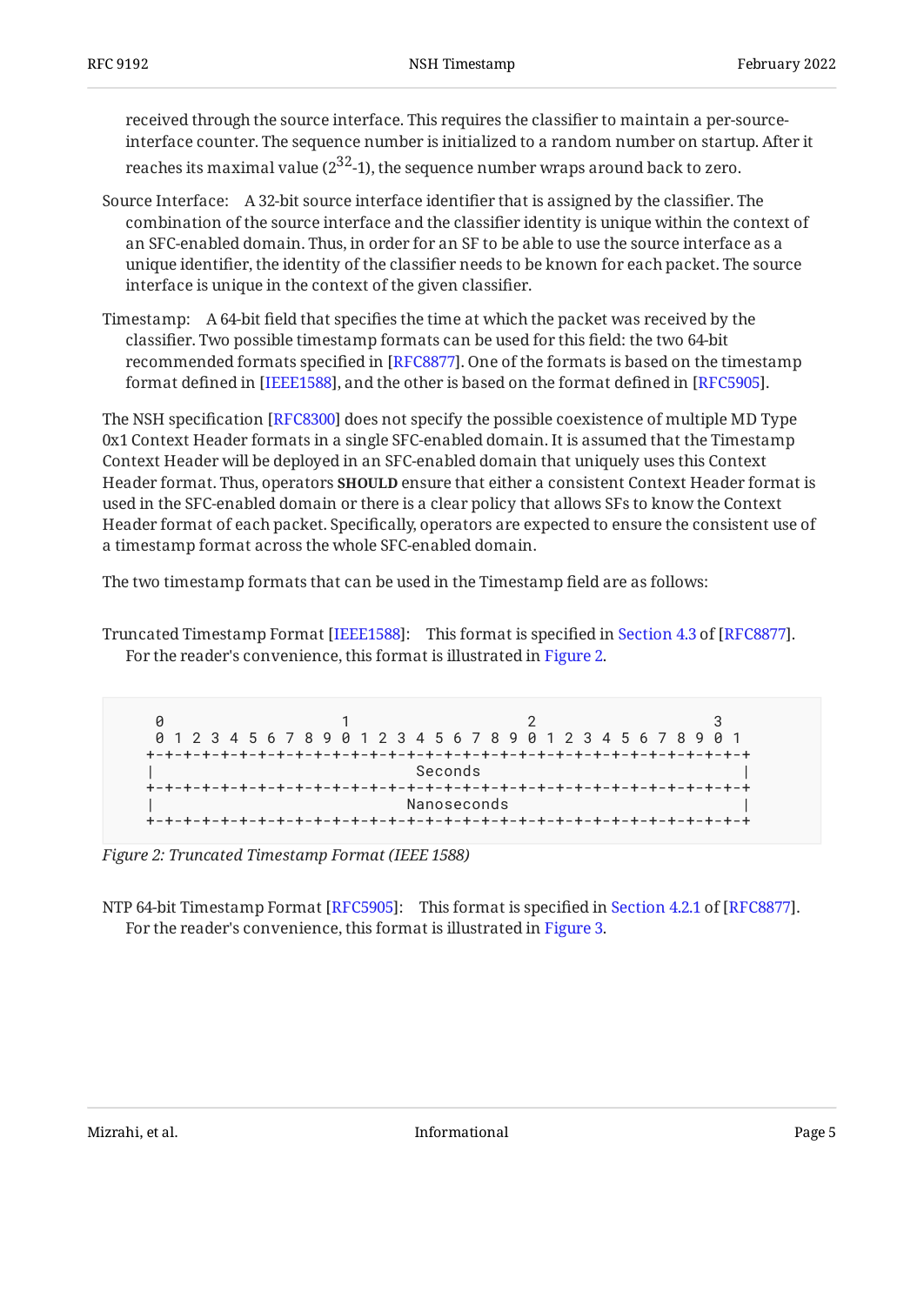received through the source interface. This requires the classifier to maintain a per-source-interface counter. The sequence number is initialized to a random number on startup. After it reaches its maximal value ($2^{32}$-1), the sequence number wraps around back to zero.

Source Interface: A 32-bit source interface identifier that is assigned by the classifier. The combination of the source interface and the classifier identity is unique within the context of an SFC-enabled domain. Thus, in order for an SF to be able to use the source interface as a unique identifier, the identity of the classifier needs to be known for each packet. The source interface is unique in the context of the given classifier.

Timestamp: A 64-bit field that specifies the time at which the packet was received by the classifier. Two possible timestamp formats can be used for this field: the two 64-bit recommended formats specified in [RFC8877]. One of the formats is based on the timestamp format defined in [IEEE1588], and the other is based on the format defined in [RFC5905].

The NSH specification [RFC8300] does not specify the possible coexistence of multiple MD Type 0x1 Context Header formats in a single SFC-enabled domain. It is assumed that the Timestamp Context Header will be deployed in an SFC-enabled domain that uniquely uses this Context Header format. Thus, operators **SHOULD** ensure that either a consistent Context Header format is used in the SFC-enabled domain or there is a clear policy that allows SFs to know the Context Header format of each packet. Specifically, operators are expected to ensure the consistent use of a timestamp format across the whole SFC-enabled domain.

The two timestamp formats that can be used in the Timestamp field are as follows:

Truncated Timestamp Format [IEEE1588]: This format is specified in Section 4.3 of [RFC8877]. For the reader's convenience, this format is illustrated in Figure 2.

```
 0                   1                   2                   3
 0 1 2 3 4 5 6 7 8 9 0 1 2 3 4 5 6 7 8 9 0 1 2 3 4 5 6 7 8 9 0 1
+-+-+-+-+-+-+-+-+-+-+-+-+-+-+-+-+-+-+-+-+-+-+-+-+-+-+-+-+-+-+-+-+
|                            Seconds                            |
+-+-+-+-+-+-+-+-+-+-+-+-+-+-+-+-+-+-+-+-+-+-+-+-+-+-+-+-+-+-+-+-+
|                          Nanoseconds                          |
+-+-+-+-+-+-+-+-+-+-+-+-+-+-+-+-+-+-+-+-+-+-+-+-+-+-+-+-+-+-+-+-+
```

*Figure 2: Truncated Timestamp Format (IEEE 1588)*

NTP 64-bit Timestamp Format [RFC5905]: This format is specified in Section 4.2.1 of [RFC8877]. For the reader's convenience, this format is illustrated in Figure 3.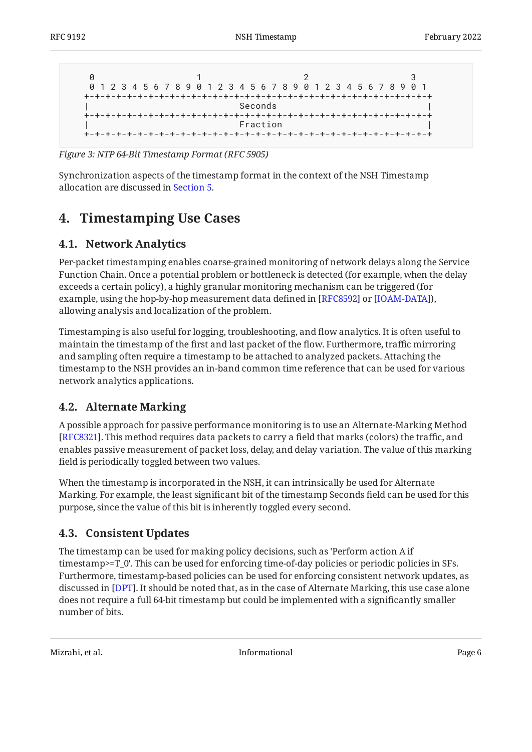```
 0                   1                   2                   3
 0 1 2 3 4 5 6 7 8 9 0 1 2 3 4 5 6 7 8 9 0 1 2 3 4 5 6 7 8 9 0 1
+-+-+-+-+-+-+-+-+-+-+-+-+-+-+-+-+-+-+-+-+-+-+-+-+-+-+-+-+-+-+-+-+
|                            Seconds                            |
+-+-+-+-+-+-+-+-+-+-+-+-+-+-+-+-+-+-+-+-+-+-+-+-+-+-+-+-+-+-+-+-+
|                            Fraction                           |
+-+-+-+-+-+-+-+-+-+-+-+-+-+-+-+-+-+-+-+-+-+-+-+-+-+-+-+-+-+-+-+-+
```

*Figure 3: NTP 64-Bit Timestamp Format (RFC 5905)*

Synchronization aspects of the timestamp format in the context of the NSH Timestamp allocation are discussed in Section 5.

## 4. Timestamping Use Cases

### 4.1. Network Analytics

Per-packet timestamping enables coarse-grained monitoring of network delays along the Service Function Chain. Once a potential problem or bottleneck is detected (for example, when the delay exceeds a certain policy), a highly granular monitoring mechanism can be triggered (for example, using the hop-by-hop measurement data defined in [RFC8592] or [IOAM-DATA]), allowing analysis and localization of the problem.

Timestamping is also useful for logging, troubleshooting, and flow analytics. It is often useful to maintain the timestamp of the first and last packet of the flow. Furthermore, traffic mirroring and sampling often require a timestamp to be attached to analyzed packets. Attaching the timestamp to the NSH provides an in-band common time reference that can be used for various network analytics applications.

### 4.2. Alternate Marking

A possible approach for passive performance monitoring is to use an Alternate-Marking Method [RFC8321]. This method requires data packets to carry a field that marks (colors) the traffic, and enables passive measurement of packet loss, delay, and delay variation. The value of this marking field is periodically toggled between two values.

When the timestamp is incorporated in the NSH, it can intrinsically be used for Alternate Marking. For example, the least significant bit of the timestamp Seconds field can be used for this purpose, since the value of this bit is inherently toggled every second.

### 4.3. Consistent Updates

The timestamp can be used for making policy decisions, such as 'Perform action A if timestamp>=T_0'. This can be used for enforcing time-of-day policies or periodic policies in SFs. Furthermore, timestamp-based policies can be used for enforcing consistent network updates, as discussed in [DPT]. It should be noted that, as in the case of Alternate Marking, this use case alone does not require a full 64-bit timestamp but could be implemented with a significantly smaller number of bits.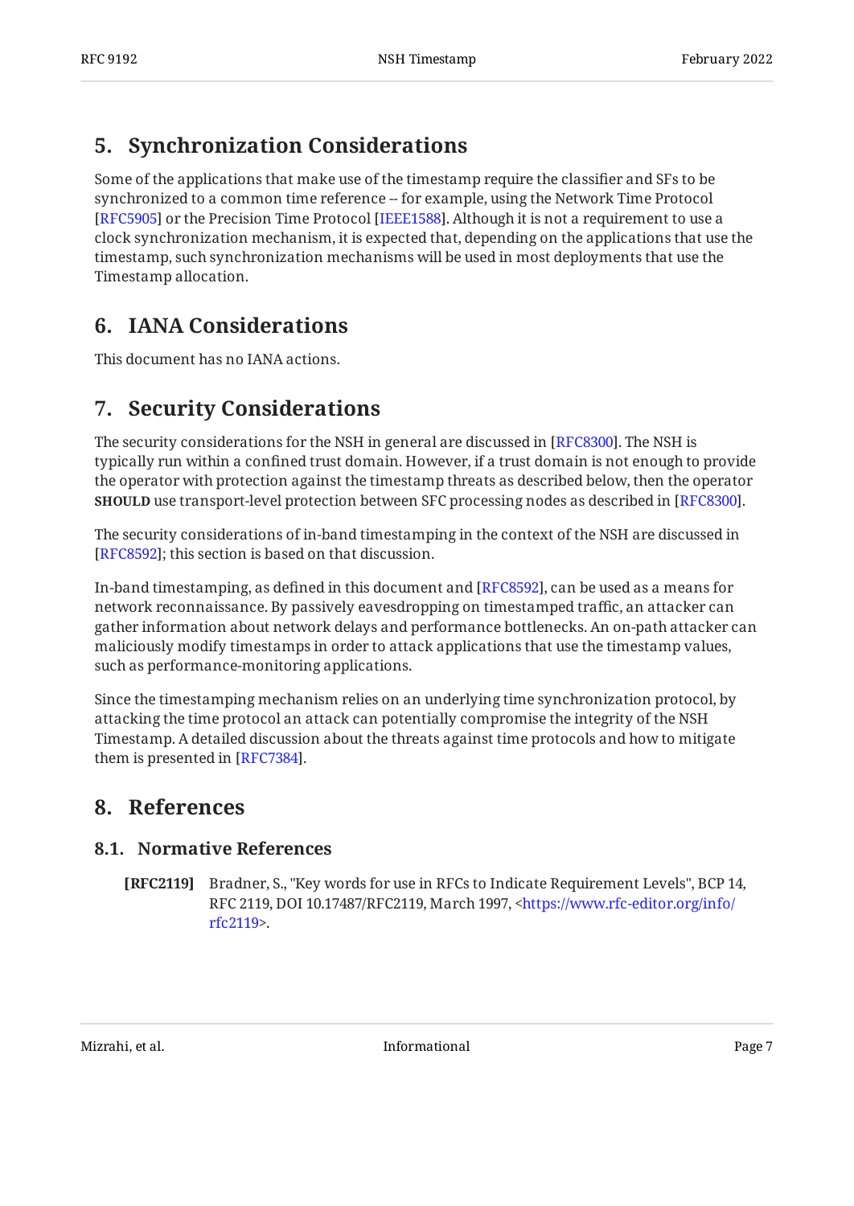## 5. Synchronization Considerations

Some of the applications that make use of the timestamp require the classifier and SFs to be synchronized to a common time reference -- for example, using the Network Time Protocol [RFC5905] or the Precision Time Protocol [IEEE1588]. Although it is not a requirement to use a clock synchronization mechanism, it is expected that, depending on the applications that use the timestamp, such synchronization mechanisms will be used in most deployments that use the Timestamp allocation.

## 6. IANA Considerations

This document has no IANA actions.

## 7. Security Considerations

The security considerations for the NSH in general are discussed in [RFC8300]. The NSH is typically run within a confined trust domain. However, if a trust domain is not enough to provide the operator with protection against the timestamp threats as described below, then the operator **SHOULD** use transport-level protection between SFC processing nodes as described in [RFC8300].

The security considerations of in-band timestamping in the context of the NSH are discussed in [RFC8592]; this section is based on that discussion.

In-band timestamping, as defined in this document and [RFC8592], can be used as a means for network reconnaissance. By passively eavesdropping on timestamped traffic, an attacker can gather information about network delays and performance bottlenecks. An on-path attacker can maliciously modify timestamps in order to attack applications that use the timestamp values, such as performance-monitoring applications.

Since the timestamping mechanism relies on an underlying time synchronization protocol, by attacking the time protocol an attack can potentially compromise the integrity of the NSH Timestamp. A detailed discussion about the threats against time protocols and how to mitigate them is presented in [RFC7384].

## 8. References

### 8.1. Normative References

**[RFC2119]** Bradner, S., "Key words for use in RFCs to Indicate Requirement Levels", BCP 14, RFC 2119, DOI 10.17487/RFC2119, March 1997, <https://www.rfc-editor.org/info/rfc2119>.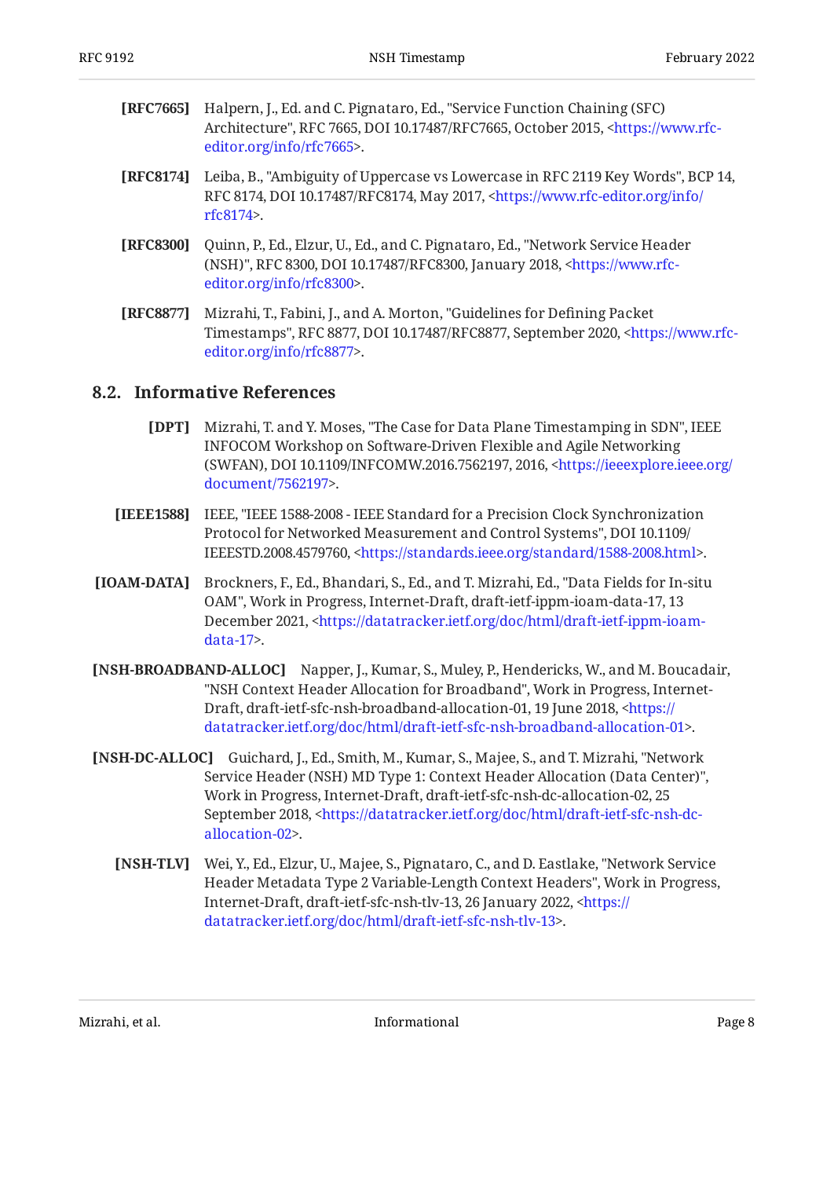**[RFC7665]** Halpern, J., Ed. and C. Pignataro, Ed., "Service Function Chaining (SFC) Architecture", RFC 7665, DOI 10.17487/RFC7665, October 2015, <https://www.rfc-editor.org/info/rfc7665>.

**[RFC8174]** Leiba, B., "Ambiguity of Uppercase vs Lowercase in RFC 2119 Key Words", BCP 14, RFC 8174, DOI 10.17487/RFC8174, May 2017, <https://www.rfc-editor.org/info/rfc8174>.

**[RFC8300]** Quinn, P., Ed., Elzur, U., Ed., and C. Pignataro, Ed., "Network Service Header (NSH)", RFC 8300, DOI 10.17487/RFC8300, January 2018, <https://www.rfc-editor.org/info/rfc8300>.

**[RFC8877]** Mizrahi, T., Fabini, J., and A. Morton, "Guidelines for Defining Packet Timestamps", RFC 8877, DOI 10.17487/RFC8877, September 2020, <https://www.rfc-editor.org/info/rfc8877>.

## 8.2. Informative References

**[DPT]** Mizrahi, T. and Y. Moses, "The Case for Data Plane Timestamping in SDN", IEEE INFOCOM Workshop on Software-Driven Flexible and Agile Networking (SWFAN), DOI 10.1109/INFCOMW.2016.7562197, 2016, <https://ieeexplore.ieee.org/document/7562197>.

**[IEEE1588]** IEEE, "IEEE 1588-2008 - IEEE Standard for a Precision Clock Synchronization Protocol for Networked Measurement and Control Systems", DOI 10.1109/IEEESTD.2008.4579760, <https://standards.ieee.org/standard/1588-2008.html>.

**[IOAM-DATA]** Brockners, F., Ed., Bhandari, S., Ed., and T. Mizrahi, Ed., "Data Fields for In-situ OAM", Work in Progress, Internet-Draft, draft-ietf-ippm-ioam-data-17, 13 December 2021, <https://datatracker.ietf.org/doc/html/draft-ietf-ippm-ioam-data-17>.

**[NSH-BROADBAND-ALLOC]** Napper, J., Kumar, S., Muley, P., Hendericks, W., and M. Boucadair, "NSH Context Header Allocation for Broadband", Work in Progress, Internet-Draft, draft-ietf-sfc-nsh-broadband-allocation-01, 19 June 2018, <https://datatracker.ietf.org/doc/html/draft-ietf-sfc-nsh-broadband-allocation-01>.

**[NSH-DC-ALLOC]** Guichard, J., Ed., Smith, M., Kumar, S., Majee, S., and T. Mizrahi, "Network Service Header (NSH) MD Type 1: Context Header Allocation (Data Center)", Work in Progress, Internet-Draft, draft-ietf-sfc-nsh-dc-allocation-02, 25 September 2018, <https://datatracker.ietf.org/doc/html/draft-ietf-sfc-nsh-dc-allocation-02>.

**[NSH-TLV]** Wei, Y., Ed., Elzur, U., Majee, S., Pignataro, C., and D. Eastlake, "Network Service Header Metadata Type 2 Variable-Length Context Headers", Work in Progress, Internet-Draft, draft-ietf-sfc-nsh-tlv-13, 26 January 2022, <https://datatracker.ietf.org/doc/html/draft-ietf-sfc-nsh-tlv-13>.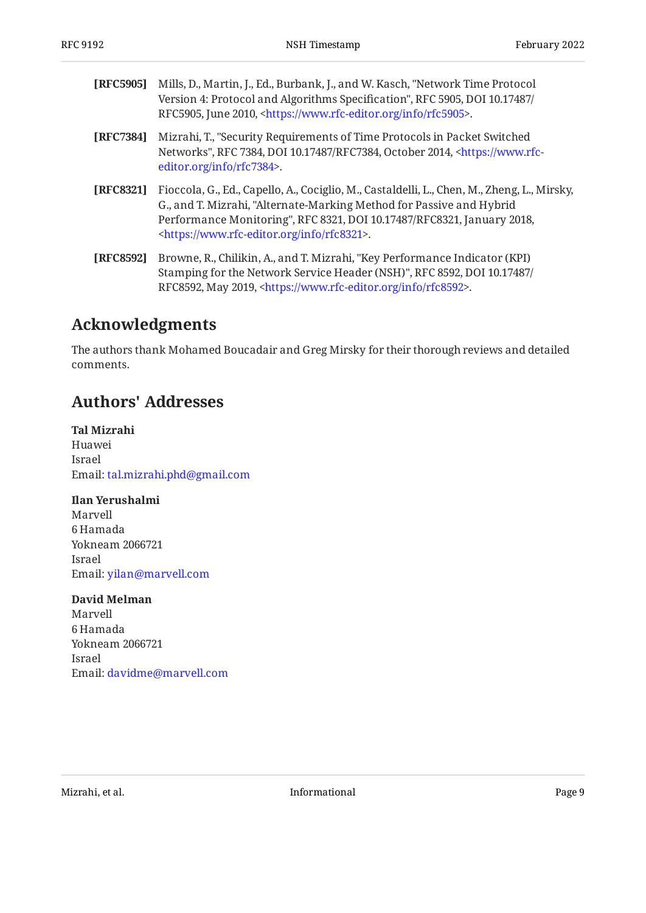**[RFC5905]** Mills, D., Martin, J., Ed., Burbank, J., and W. Kasch, "Network Time Protocol Version 4: Protocol and Algorithms Specification", RFC 5905, DOI 10.17487/RFC5905, June 2010, <https://www.rfc-editor.org/info/rfc5905>.

**[RFC7384]** Mizrahi, T., "Security Requirements of Time Protocols in Packet Switched Networks", RFC 7384, DOI 10.17487/RFC7384, October 2014, <https://www.rfc-editor.org/info/rfc7384>.

**[RFC8321]** Fioccola, G., Ed., Capello, A., Cociglio, M., Castaldelli, L., Chen, M., Zheng, L., Mirsky, G., and T. Mizrahi, "Alternate-Marking Method for Passive and Hybrid Performance Monitoring", RFC 8321, DOI 10.17487/RFC8321, January 2018, <https://www.rfc-editor.org/info/rfc8321>.

**[RFC8592]** Browne, R., Chilikin, A., and T. Mizrahi, "Key Performance Indicator (KPI) Stamping for the Network Service Header (NSH)", RFC 8592, DOI 10.17487/RFC8592, May 2019, <https://www.rfc-editor.org/info/rfc8592>.

## Acknowledgments

The authors thank Mohamed Boucadair and Greg Mirsky for their thorough reviews and detailed comments.

## Authors' Addresses

**Tal Mizrahi**
Huawei
Israel
Email: tal.mizrahi.phd@gmail.com

**Ilan Yerushalmi**
Marvell
6 Hamada
Yokneam 2066721
Israel
Email: yilan@marvell.com

**David Melman**
Marvell
6 Hamada
Yokneam 2066721
Israel
Email: davidme@marvell.com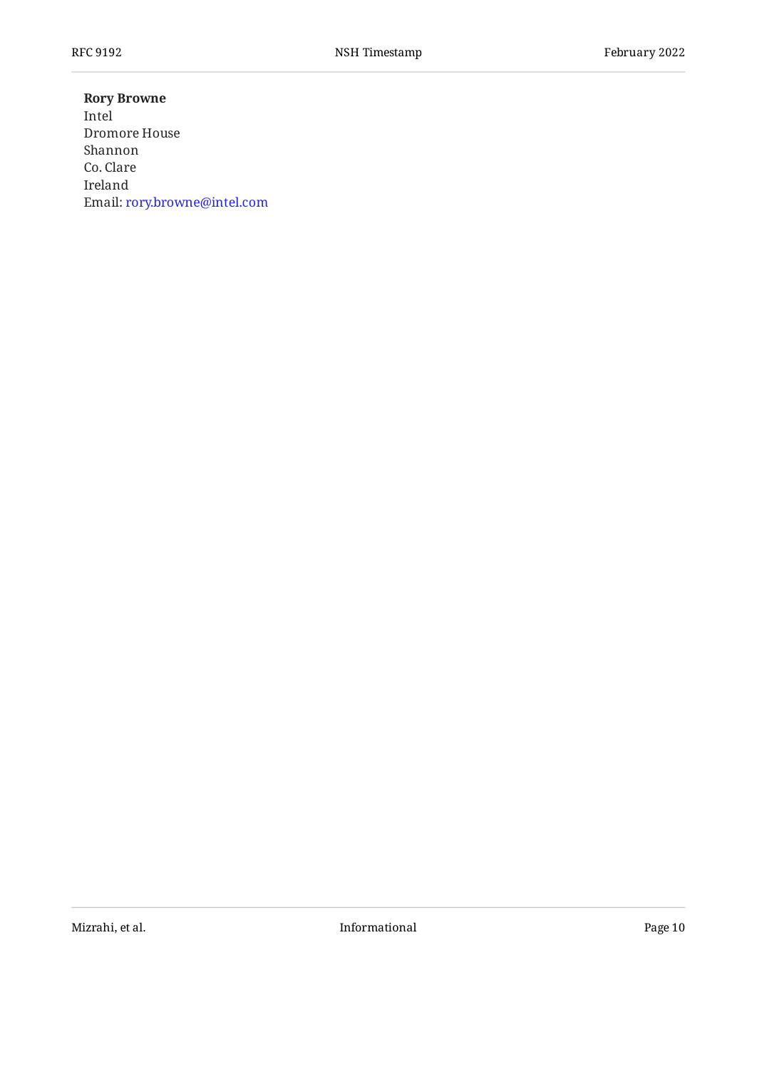**Rory Browne**
Intel
Dromore House
Shannon
Co. Clare
Ireland
Email: rory.browne@intel.com